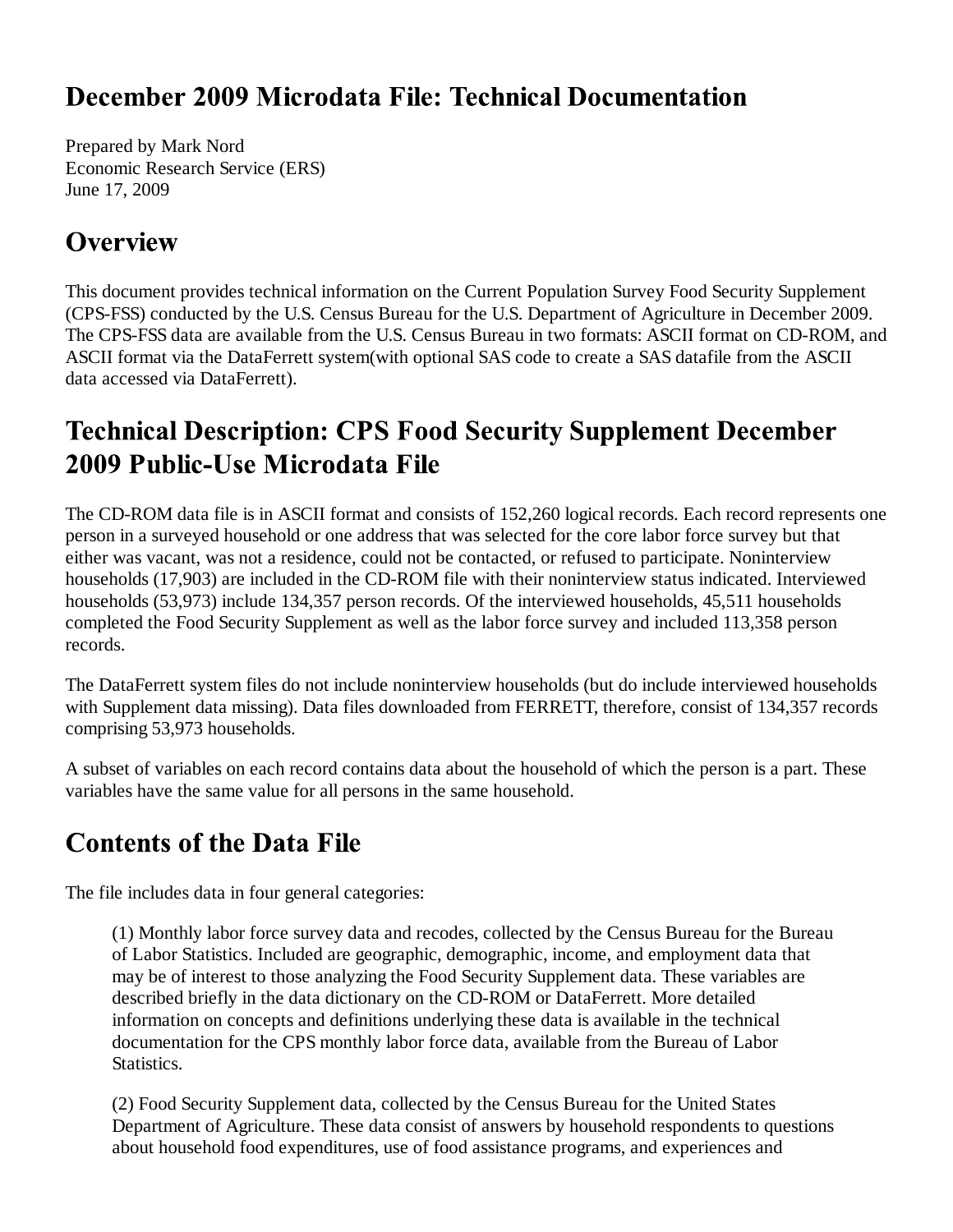# December 2009 Microdata File: Technical Documentation

Prepared by Mark Nord
Economic Research Service (ERS)
June 17, 2009

## Overview

This document provides technical information on the Current Population Survey Food Security Supplement (CPS-FSS) conducted by the U.S. Census Bureau for the U.S. Department of Agriculture in December 2009. The CPS-FSS data are available from the U.S. Census Bureau in two formats: ASCII format on CD-ROM, and ASCII format via the DataFerrett system(with optional SAS code to create a SAS datafile from the ASCII data accessed via DataFerrett).

## Technical Description: CPS Food Security Supplement December 2009 Public-Use Microdata File

The CD-ROM data file is in ASCII format and consists of 152,260 logical records. Each record represents one person in a surveyed household or one address that was selected for the core labor force survey but that either was vacant, was not a residence, could not be contacted, or refused to participate. Noninterview households (17,903) are included in the CD-ROM file with their noninterview status indicated. Interviewed households (53,973) include 134,357 person records. Of the interviewed households, 45,511 households completed the Food Security Supplement as well as the labor force survey and included 113,358 person records.

The DataFerrett system files do not include noninterview households (but do include interviewed households with Supplement data missing). Data files downloaded from FERRETT, therefore, consist of 134,357 records comprising 53,973 households.

A subset of variables on each record contains data about the household of which the person is a part. These variables have the same value for all persons in the same household.

## Contents of the Data File

The file includes data in four general categories:

(1) Monthly labor force survey data and recodes, collected by the Census Bureau for the Bureau of Labor Statistics. Included are geographic, demographic, income, and employment data that may be of interest to those analyzing the Food Security Supplement data. These variables are described briefly in the data dictionary on the CD-ROM or DataFerrett. More detailed information on concepts and definitions underlying these data is available in the technical documentation for the CPS monthly labor force data, available from the Bureau of Labor Statistics.

(2) Food Security Supplement data, collected by the Census Bureau for the United States Department of Agriculture. These data consist of answers by household respondents to questions about household food expenditures, use of food assistance programs, and experiences and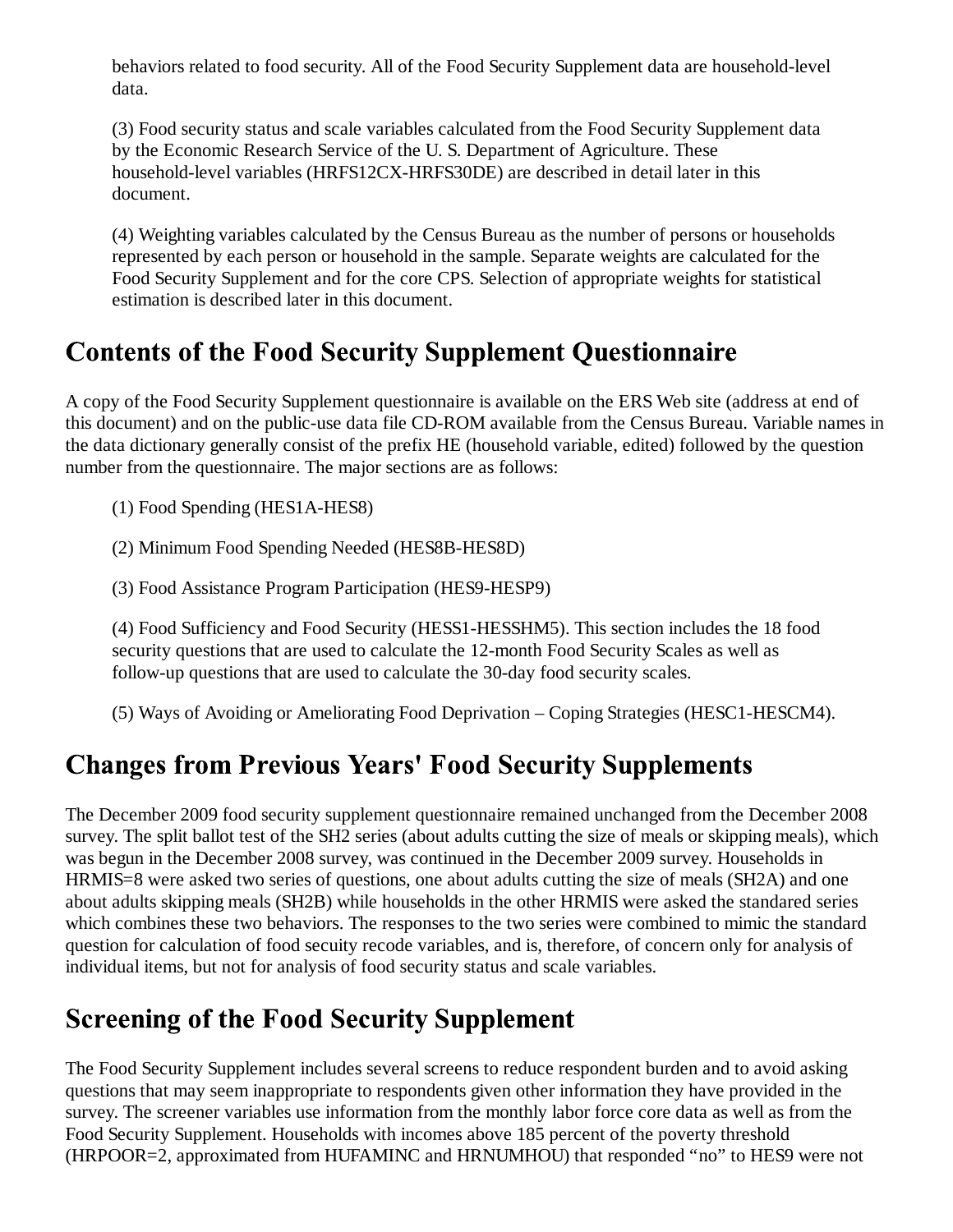behaviors related to food security. All of the Food Security Supplement data are household-level data.

(3) Food security status and scale variables calculated from the Food Security Supplement data by the Economic Research Service of the U. S. Department of Agriculture. These household-level variables (HRFS12CX-HRFS30DE) are described in detail later in this document.

(4) Weighting variables calculated by the Census Bureau as the number of persons or households represented by each person or household in the sample. Separate weights are calculated for the Food Security Supplement and for the core CPS. Selection of appropriate weights for statistical estimation is described later in this document.

## Contents of the Food Security Supplement Questionnaire

A copy of the Food Security Supplement questionnaire is available on the ERS Web site (address at end of this document) and on the public-use data file CD-ROM available from the Census Bureau. Variable names in the data dictionary generally consist of the prefix HE (household variable, edited) followed by the question number from the questionnaire. The major sections are as follows:

(1) Food Spending (HES1A-HES8)

(2) Minimum Food Spending Needed (HES8B-HES8D)

(3) Food Assistance Program Participation (HES9-HESP9)

(4) Food Sufficiency and Food Security (HESS1-HESSHM5). This section includes the 18 food security questions that are used to calculate the 12-month Food Security Scales as well as follow-up questions that are used to calculate the 30-day food security scales.

(5) Ways of Avoiding or Ameliorating Food Deprivation – Coping Strategies (HESC1-HESCM4).

## Changes from Previous Years' Food Security Supplements

The December 2009 food security supplement questionnaire remained unchanged from the December 2008 survey. The split ballot test of the SH2 series (about adults cutting the size of meals or skipping meals), which was begun in the December 2008 survey, was continued in the December 2009 survey. Households in HRMIS=8 were asked two series of questions, one about adults cutting the size of meals (SH2A) and one about adults skipping meals (SH2B) while households in the other HRMIS were asked the standared series which combines these two behaviors. The responses to the two series were combined to mimic the standard question for calculation of food secuity recode variables, and is, therefore, of concern only for analysis of individual items, but not for analysis of food security status and scale variables.

## Screening of the Food Security Supplement

The Food Security Supplement includes several screens to reduce respondent burden and to avoid asking questions that may seem inappropriate to respondents given other information they have provided in the survey. The screener variables use information from the monthly labor force core data as well as from the Food Security Supplement. Households with incomes above 185 percent of the poverty threshold (HRPOOR=2, approximated from HUFAMINC and HRNUMHOU) that responded "no" to HES9 were not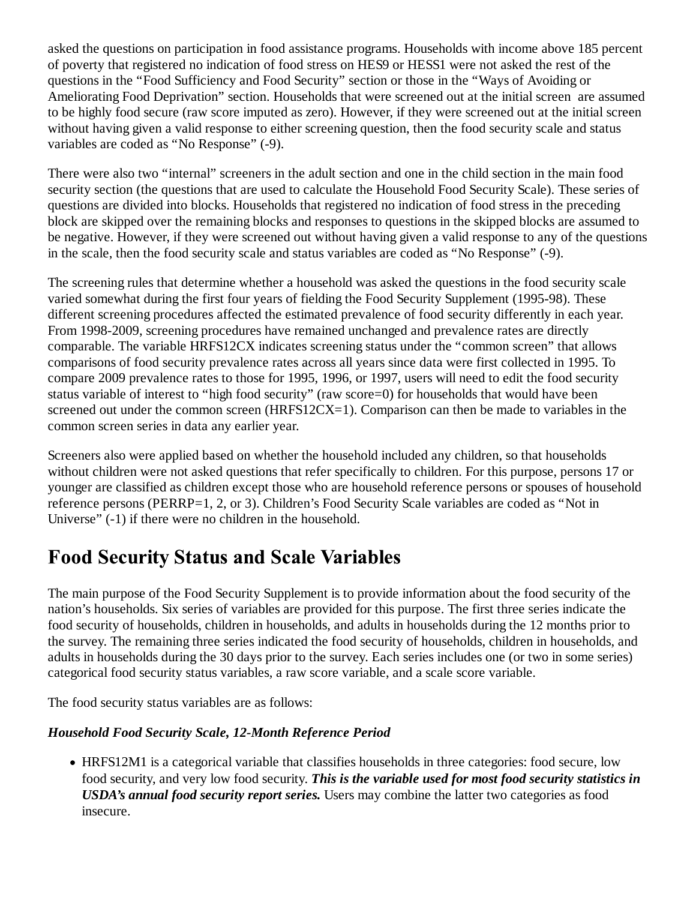asked the questions on participation in food assistance programs. Households with income above 185 percent of poverty that registered no indication of food stress on HES9 or HESS1 were not asked the rest of the questions in the "Food Sufficiency and Food Security" section or those in the "Ways of Avoiding or Ameliorating Food Deprivation" section. Households that were screened out at the initial screen are assumed to be highly food secure (raw score imputed as zero). However, if they were screened out at the initial screen without having given a valid response to either screening question, then the food security scale and status variables are coded as "No Response" (-9).

There were also two "internal" screeners in the adult section and one in the child section in the main food security section (the questions that are used to calculate the Household Food Security Scale). These series of questions are divided into blocks. Households that registered no indication of food stress in the preceding block are skipped over the remaining blocks and responses to questions in the skipped blocks are assumed to be negative. However, if they were screened out without having given a valid response to any of the questions in the scale, then the food security scale and status variables are coded as "No Response" (-9).

The screening rules that determine whether a household was asked the questions in the food security scale varied somewhat during the first four years of fielding the Food Security Supplement (1995-98). These different screening procedures affected the estimated prevalence of food security differently in each year. From 1998-2009, screening procedures have remained unchanged and prevalence rates are directly comparable. The variable HRFS12CX indicates screening status under the "common screen" that allows comparisons of food security prevalence rates across all years since data were first collected in 1995. To compare 2009 prevalence rates to those for 1995, 1996, or 1997, users will need to edit the food security status variable of interest to "high food security" (raw score=0) for households that would have been screened out under the common screen (HRFS12CX=1). Comparison can then be made to variables in the common screen series in data any earlier year.

Screeners also were applied based on whether the household included any children, so that households without children were not asked questions that refer specifically to children. For this purpose, persons 17 or younger are classified as children except those who are household reference persons or spouses of household reference persons (PERRP=1, 2, or 3). Children's Food Security Scale variables are coded as "Not in Universe" (-1) if there were no children in the household.

## Food Security Status and Scale Variables

The main purpose of the Food Security Supplement is to provide information about the food security of the nation's households. Six series of variables are provided for this purpose. The first three series indicate the food security of households, children in households, and adults in households during the 12 months prior to the survey. The remaining three series indicated the food security of households, children in households, and adults in households during the 30 days prior to the survey. Each series includes one (or two in some series) categorical food security status variables, a raw score variable, and a scale score variable.

The food security status variables are as follows:

***Household Food Security Scale, 12-Month Reference Period***

- HRFS12M1 is a categorical variable that classifies households in three categories: food secure, low food security, and very low food security. ***This is the variable used for most food security statistics in USDA's annual food security report series.*** Users may combine the latter two categories as food insecure.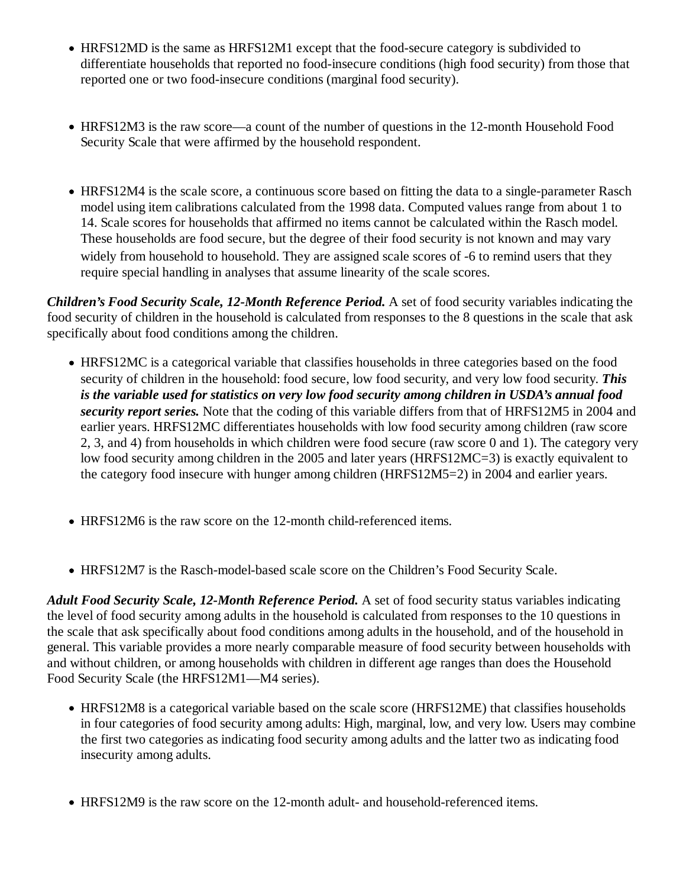- HRFS12MD is the same as HRFS12M1 except that the food-secure category is subdivided to differentiate households that reported no food-insecure conditions (high food security) from those that reported one or two food-insecure conditions (marginal food security).

- HRFS12M3 is the raw score—a count of the number of questions in the 12-month Household Food Security Scale that were affirmed by the household respondent.

- HRFS12M4 is the scale score, a continuous score based on fitting the data to a single-parameter Rasch model using item calibrations calculated from the 1998 data. Computed values range from about 1 to 14. Scale scores for households that affirmed no items cannot be calculated within the Rasch model. These households are food secure, but the degree of their food security is not known and may vary widely from household to household. They are assigned scale scores of -6 to remind users that they require special handling in analyses that assume linearity of the scale scores.

***Children's Food Security Scale, 12-Month Reference Period.*** A set of food security variables indicating the food security of children in the household is calculated from responses to the 8 questions in the scale that ask specifically about food conditions among the children.

- HRFS12MC is a categorical variable that classifies households in three categories based on the food security of children in the household: food secure, low food security, and very low food security. ***This is the variable used for statistics on very low food security among children in USDA's annual food security report series.*** Note that the coding of this variable differs from that of HRFS12M5 in 2004 and earlier years. HRFS12MC differentiates households with low food security among children (raw score 2, 3, and 4) from households in which children were food secure (raw score 0 and 1). The category very low food security among children in the 2005 and later years (HRFS12MC=3) is exactly equivalent to the category food insecure with hunger among children (HRFS12M5=2) in 2004 and earlier years.

- HRFS12M6 is the raw score on the 12-month child-referenced items.

- HRFS12M7 is the Rasch-model-based scale score on the Children's Food Security Scale.

***Adult Food Security Scale, 12-Month Reference Period.*** A set of food security status variables indicating the level of food security among adults in the household is calculated from responses to the 10 questions in the scale that ask specifically about food conditions among adults in the household, and of the household in general. This variable provides a more nearly comparable measure of food security between households with and without children, or among households with children in different age ranges than does the Household Food Security Scale (the HRFS12M1—M4 series).

- HRFS12M8 is a categorical variable based on the scale score (HRFS12ME) that classifies households in four categories of food security among adults: High, marginal, low, and very low. Users may combine the first two categories as indicating food security among adults and the latter two as indicating food insecurity among adults.

- HRFS12M9 is the raw score on the 12-month adult- and household-referenced items.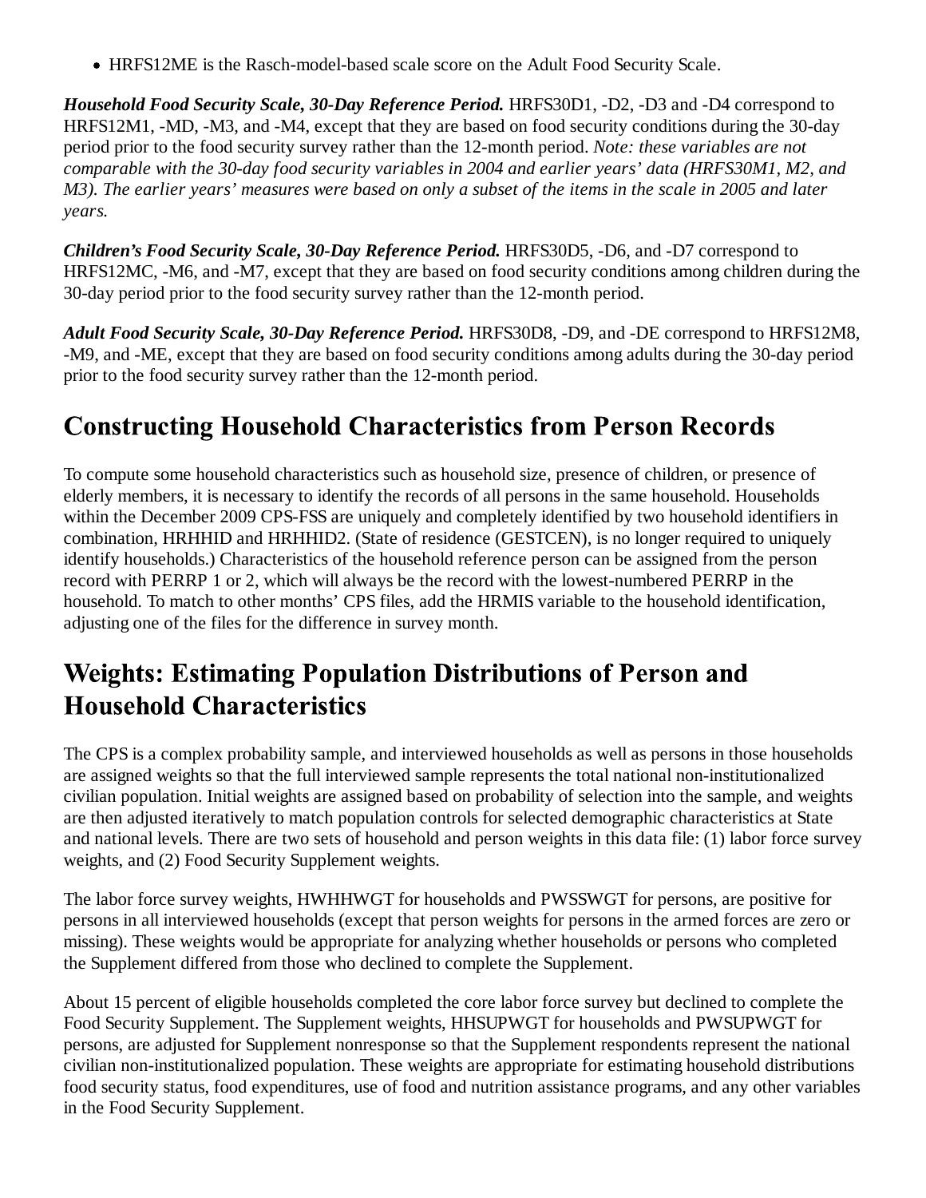- HRFS12ME is the Rasch-model-based scale score on the Adult Food Security Scale.

***Household Food Security Scale, 30-Day Reference Period.*** HRFS30D1, -D2, -D3 and -D4 correspond to HRFS12M1, -MD, -M3, and -M4, except that they are based on food security conditions during the 30-day period prior to the food security survey rather than the 12-month period. *Note: these variables are not comparable with the 30-day food security variables in 2004 and earlier years' data (HRFS30M1, M2, and M3). The earlier years' measures were based on only a subset of the items in the scale in 2005 and later years.*

***Children's Food Security Scale, 30-Day Reference Period.*** HRFS30D5, -D6, and -D7 correspond to HRFS12MC, -M6, and -M7, except that they are based on food security conditions among children during the 30-day period prior to the food security survey rather than the 12-month period.

***Adult Food Security Scale, 30-Day Reference Period.*** HRFS30D8, -D9, and -DE correspond to HRFS12M8, -M9, and -ME, except that they are based on food security conditions among adults during the 30-day period prior to the food security survey rather than the 12-month period.

## Constructing Household Characteristics from Person Records

To compute some household characteristics such as household size, presence of children, or presence of elderly members, it is necessary to identify the records of all persons in the same household. Households within the December 2009 CPS-FSS are uniquely and completely identified by two household identifiers in combination, HRHHID and HRHHID2. (State of residence (GESTCEN), is no longer required to uniquely identify households.) Characteristics of the household reference person can be assigned from the person record with PERRP 1 or 2, which will always be the record with the lowest-numbered PERRP in the household. To match to other months' CPS files, add the HRMIS variable to the household identification, adjusting one of the files for the difference in survey month.

## Weights: Estimating Population Distributions of Person and Household Characteristics

The CPS is a complex probability sample, and interviewed households as well as persons in those households are assigned weights so that the full interviewed sample represents the total national non-institutionalized civilian population. Initial weights are assigned based on probability of selection into the sample, and weights are then adjusted iteratively to match population controls for selected demographic characteristics at State and national levels. There are two sets of household and person weights in this data file: (1) labor force survey weights, and (2) Food Security Supplement weights.

The labor force survey weights, HWHHWGT for households and PWSSWGT for persons, are positive for persons in all interviewed households (except that person weights for persons in the armed forces are zero or missing). These weights would be appropriate for analyzing whether households or persons who completed the Supplement differed from those who declined to complete the Supplement.

About 15 percent of eligible households completed the core labor force survey but declined to complete the Food Security Supplement. The Supplement weights, HHSUPWGT for households and PWSUPWGT for persons, are adjusted for Supplement nonresponse so that the Supplement respondents represent the national civilian non-institutionalized population. These weights are appropriate for estimating household distributions food security status, food expenditures, use of food and nutrition assistance programs, and any other variables in the Food Security Supplement.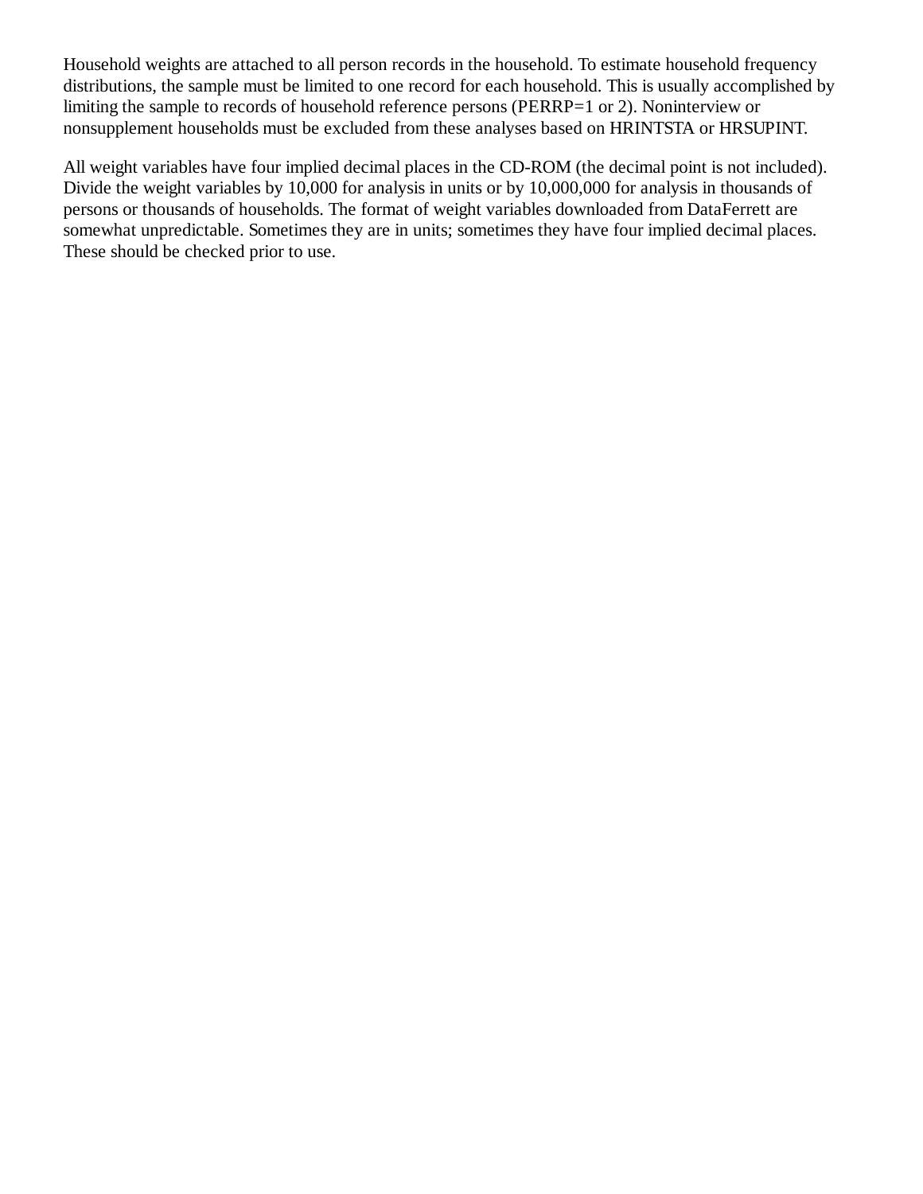Household weights are attached to all person records in the household. To estimate household frequency distributions, the sample must be limited to one record for each household. This is usually accomplished by limiting the sample to records of household reference persons (PERRP=1 or 2). Noninterview or nonsupplement households must be excluded from these analyses based on HRINTSTA or HRSUPINT.

All weight variables have four implied decimal places in the CD-ROM (the decimal point is not included). Divide the weight variables by 10,000 for analysis in units or by 10,000,000 for analysis in thousands of persons or thousands of households. The format of weight variables downloaded from DataFerrett are somewhat unpredictable. Sometimes they are in units; sometimes they have four implied decimal places. These should be checked prior to use.